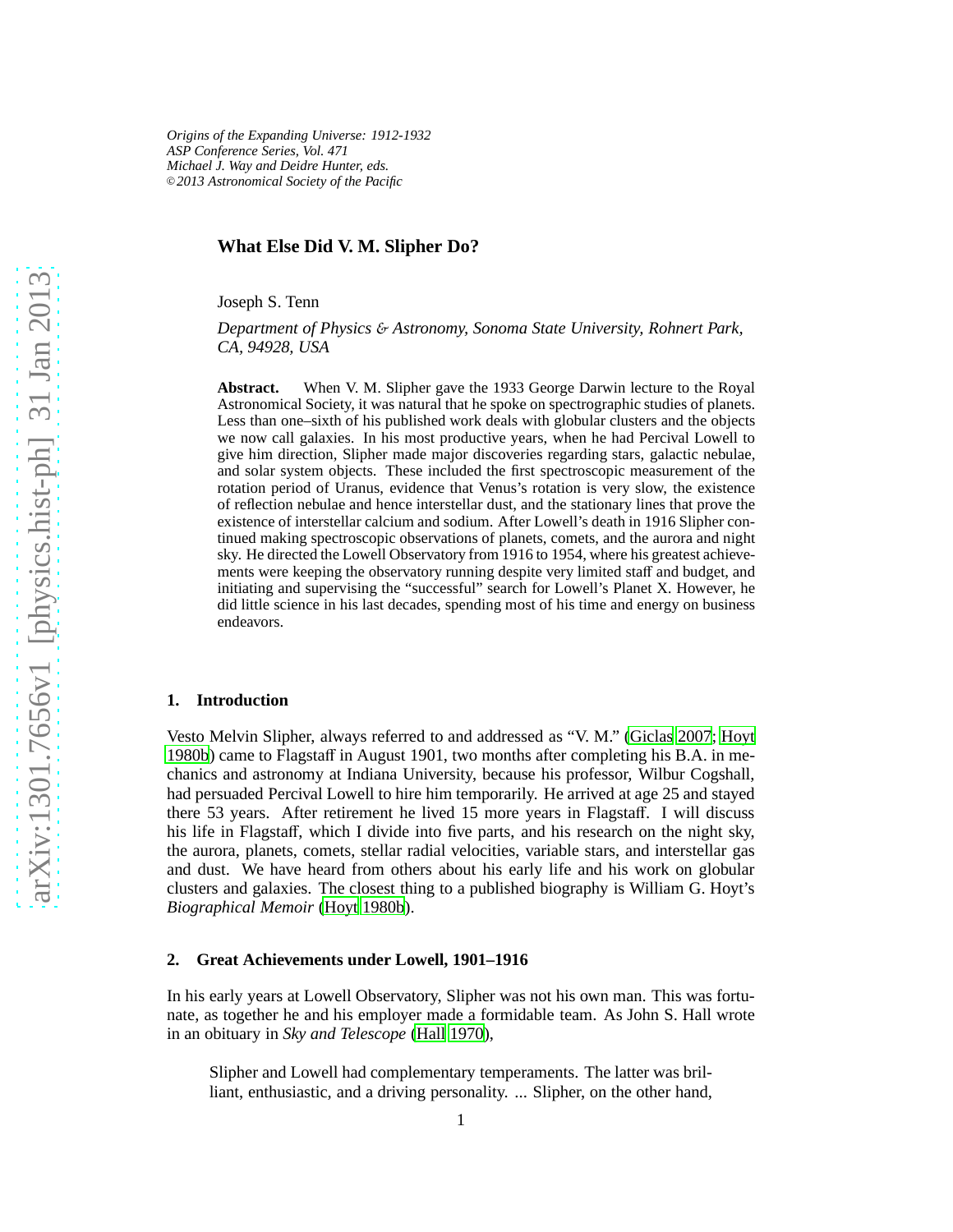*Origins of the Expanding Universe: 1912-1932*
*ASP Conference Series, Vol. 471*
*Michael J. Way and Deidre Hunter, eds.*
*©2013 Astronomical Society of the Pacific*

# What Else Did V. M. Slipher Do?

Joseph S. Tenn

*Department of Physics & Astronomy, Sonoma State University, Rohnert Park, CA, 94928, USA*

**Abstract.** When V. M. Slipher gave the 1933 George Darwin lecture to the Royal Astronomical Society, it was natural that he spoke on spectrographic studies of planets. Less than one–sixth of his published work deals with globular clusters and the objects we now call galaxies. In his most productive years, when he had Percival Lowell to give him direction, Slipher made major discoveries regarding stars, galactic nebulae, and solar system objects. These included the first spectroscopic measurement of the rotation period of Uranus, evidence that Venus's rotation is very slow, the existence of reflection nebulae and hence interstellar dust, and the stationary lines that prove the existence of interstellar calcium and sodium. After Lowell's death in 1916 Slipher continued making spectroscopic observations of planets, comets, and the aurora and night sky. He directed the Lowell Observatory from 1916 to 1954, where his greatest achievements were keeping the observatory running despite very limited staff and budget, and initiating and supervising the "successful" search for Lowell's Planet X. However, he did little science in his last decades, spending most of his time and energy on business endeavors.

## 1. Introduction

Vesto Melvin Slipher, always referred to and addressed as "V. M." (Giclas 2007; Hoyt 1980b) came to Flagstaff in August 1901, two months after completing his B.A. in mechanics and astronomy at Indiana University, because his professor, Wilbur Cogshall, had persuaded Percival Lowell to hire him temporarily. He arrived at age 25 and stayed there 53 years. After retirement he lived 15 more years in Flagstaff. I will discuss his life in Flagstaff, which I divide into five parts, and his research on the night sky, the aurora, planets, comets, stellar radial velocities, variable stars, and interstellar gas and dust. We have heard from others about his early life and his work on globular clusters and galaxies. The closest thing to a published biography is William G. Hoyt's *Biographical Memoir* (Hoyt 1980b).

## 2. Great Achievements under Lowell, 1901–1916

In his early years at Lowell Observatory, Slipher was not his own man. This was fortunate, as together he and his employer made a formidable team. As John S. Hall wrote in an obituary in *Sky and Telescope* (Hall 1970),

> Slipher and Lowell had complementary temperaments. The latter was brilliant, enthusiastic, and a driving personality. ... Slipher, on the other hand,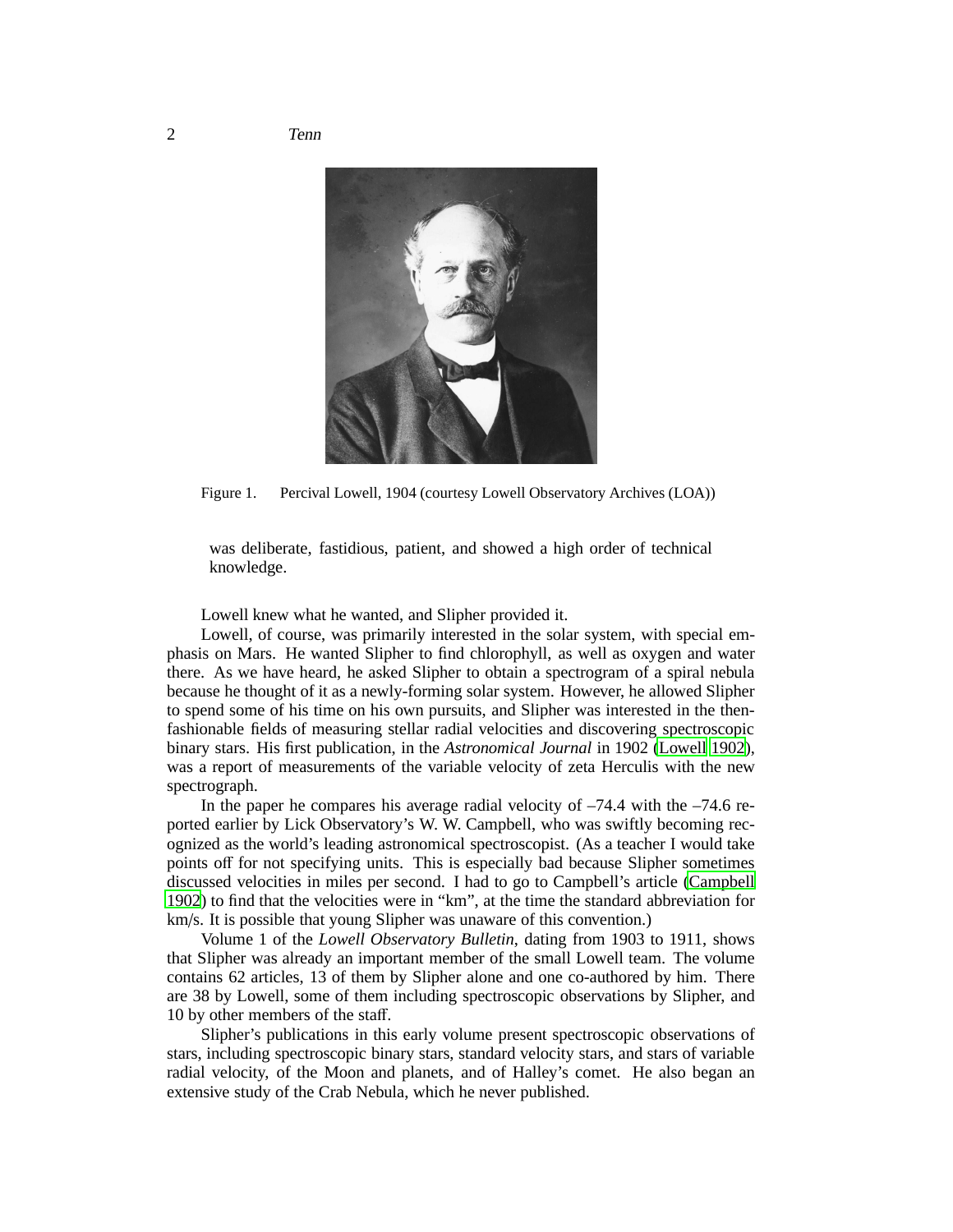Figure 1. Percival Lowell, 1904 (courtesy Lowell Observatory Archives (LOA))

> was deliberate, fastidious, patient, and showed a high order of technical knowledge.

Lowell knew what he wanted, and Slipher provided it.

Lowell, of course, was primarily interested in the solar system, with special emphasis on Mars. He wanted Slipher to find chlorophyll, as well as oxygen and water there. As we have heard, he asked Slipher to obtain a spectrogram of a spiral nebula because he thought of it as a newly-forming solar system. However, he allowed Slipher to spend some of his time on his own pursuits, and Slipher was interested in the then-fashionable fields of measuring stellar radial velocities and discovering spectroscopic binary stars. His first publication, in the *Astronomical Journal* in 1902 (Lowell 1902), was a report of measurements of the variable velocity of zeta Herculis with the new spectrograph.

In the paper he compares his average radial velocity of –74.4 with the –74.6 reported earlier by Lick Observatory's W. W. Campbell, who was swiftly becoming recognized as the world's leading astronomical spectroscopist. (As a teacher I would take points off for not specifying units. This is especially bad because Slipher sometimes discussed velocities in miles per second. I had to go to Campbell's article (Campbell 1902) to find that the velocities were in "km", at the time the standard abbreviation for km/s. It is possible that young Slipher was unaware of this convention.)

Volume 1 of the *Lowell Observatory Bulletin*, dating from 1903 to 1911, shows that Slipher was already an important member of the small Lowell team. The volume contains 62 articles, 13 of them by Slipher alone and one co-authored by him. There are 38 by Lowell, some of them including spectroscopic observations by Slipher, and 10 by other members of the staff.

Slipher's publications in this early volume present spectroscopic observations of stars, including spectroscopic binary stars, standard velocity stars, and stars of variable radial velocity, of the Moon and planets, and of Halley's comet. He also began an extensive study of the Crab Nebula, which he never published.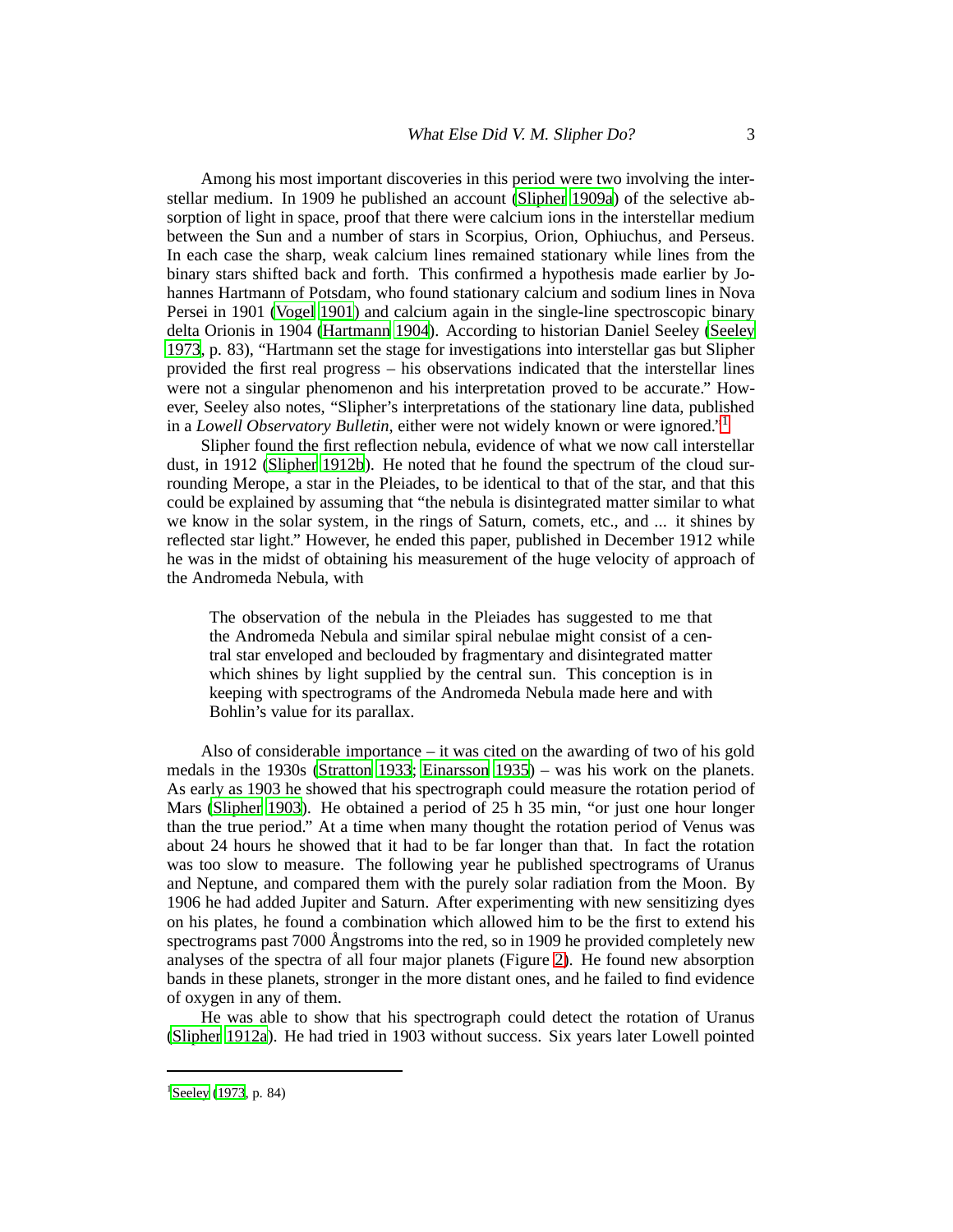Among his most important discoveries in this period were two involving the interstellar medium. In 1909 he published an account (Slipher 1909a) of the selective absorption of light in space, proof that there were calcium ions in the interstellar medium between the Sun and a number of stars in Scorpius, Orion, Ophiuchus, and Perseus. In each case the sharp, weak calcium lines remained stationary while lines from the binary stars shifted back and forth. This confirmed a hypothesis made earlier by Johannes Hartmann of Potsdam, who found stationary calcium and sodium lines in Nova Persei in 1901 (Vogel 1901) and calcium again in the single-line spectroscopic binary delta Orionis in 1904 (Hartmann 1904). According to historian Daniel Seeley (Seeley 1973, p. 83), "Hartmann set the stage for investigations into interstellar gas but Slipher provided the first real progress – his observations indicated that the interstellar lines were not a singular phenomenon and his interpretation proved to be accurate." However, Seeley also notes, "Slipher's interpretations of the stationary line data, published in a *Lowell Observatory Bulletin*, either were not widely known or were ignored."[1]

Slipher found the first reflection nebula, evidence of what we now call interstellar dust, in 1912 (Slipher 1912b). He noted that he found the spectrum of the cloud surrounding Merope, a star in the Pleiades, to be identical to that of the star, and that this could be explained by assuming that "the nebula is disintegrated matter similar to what we know in the solar system, in the rings of Saturn, comets, etc., and ... it shines by reflected star light." However, he ended this paper, published in December 1912 while he was in the midst of obtaining his measurement of the huge velocity of approach of the Andromeda Nebula, with

> The observation of the nebula in the Pleiades has suggested to me that the Andromeda Nebula and similar spiral nebulae might consist of a central star enveloped and beclouded by fragmentary and disintegrated matter which shines by light supplied by the central sun. This conception is in keeping with spectrograms of the Andromeda Nebula made here and with Bohlin's value for its parallax.

Also of considerable importance – it was cited on the awarding of two of his gold medals in the 1930s (Stratton 1933; Einarsson 1935) – was his work on the planets. As early as 1903 he showed that his spectrograph could measure the rotation period of Mars (Slipher 1903). He obtained a period of 25 h 35 min, "or just one hour longer than the true period." At a time when many thought the rotation period of Venus was about 24 hours he showed that it had to be far longer than that. In fact the rotation was too slow to measure. The following year he published spectrograms of Uranus and Neptune, and compared them with the purely solar radiation from the Moon. By 1906 he had added Jupiter and Saturn. After experimenting with new sensitizing dyes on his plates, he found a combination which allowed him to be the first to extend his spectrograms past 7000 Ångstroms into the red, so in 1909 he provided completely new analyses of the spectra of all four major planets (Figure 2). He found new absorption bands in these planets, stronger in the more distant ones, and he failed to find evidence of oxygen in any of them.

He was able to show that his spectrograph could detect the rotation of Uranus (Slipher 1912a). He had tried in 1903 without success. Six years later Lowell pointed

[1] Seeley (1973, p. 84)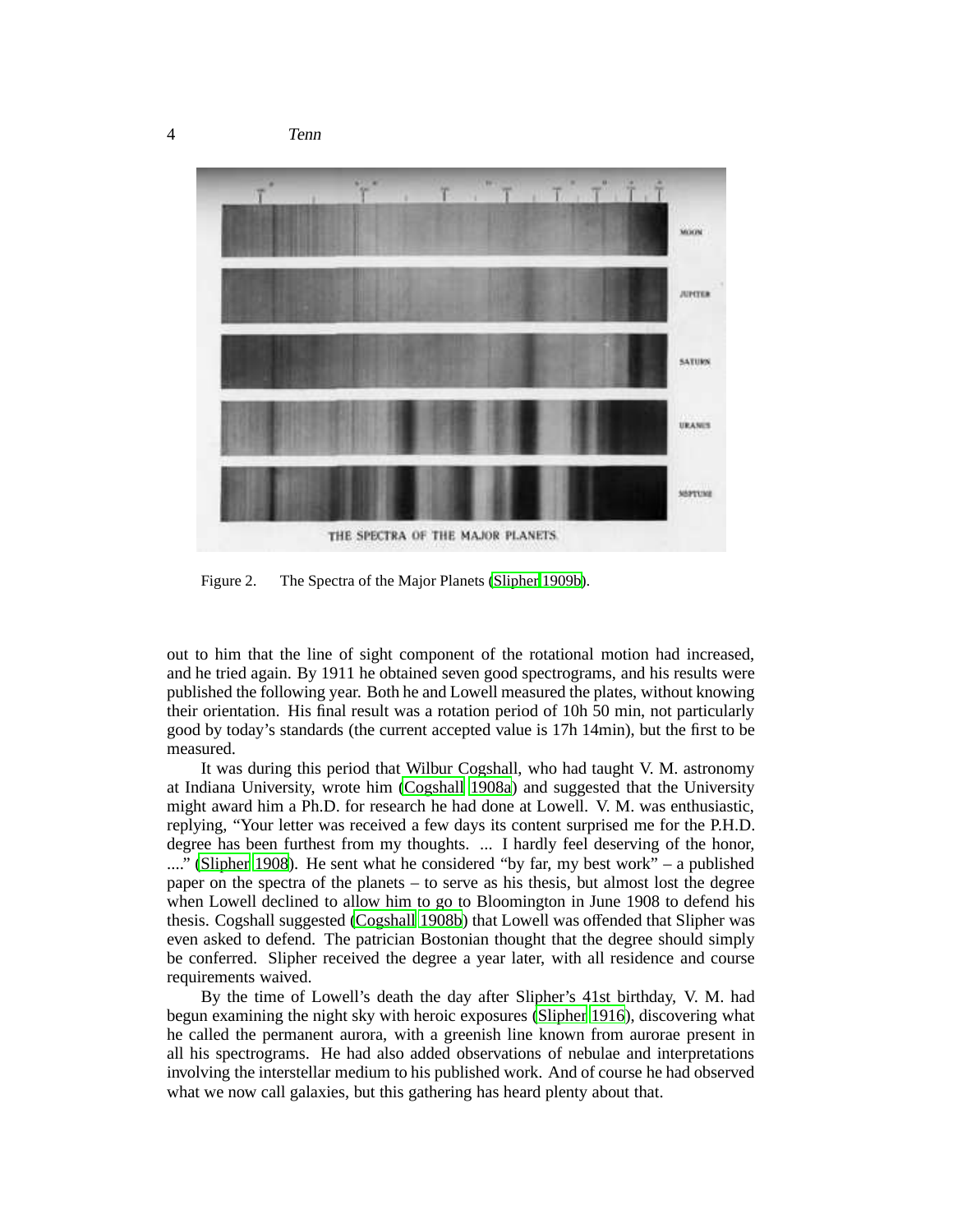Figure 2. The Spectra of the Major Planets (Slipher 1909b).

out to him that the line of sight component of the rotational motion had increased, and he tried again. By 1911 he obtained seven good spectrograms, and his results were published the following year. Both he and Lowell measured the plates, without knowing their orientation. His final result was a rotation period of 10h 50 min, not particularly good by today's standards (the current accepted value is 17h 14min), but the first to be measured.

It was during this period that Wilbur Cogshall, who had taught V. M. astronomy at Indiana University, wrote him (Cogshall 1908a) and suggested that the University might award him a Ph.D. for research he had done at Lowell. V. M. was enthusiastic, replying, "Your letter was received a few days its content surprised me for the P.H.D. degree has been furthest from my thoughts. ... I hardly feel deserving of the honor, ...." (Slipher 1908). He sent what he considered "by far, my best work" – a published paper on the spectra of the planets – to serve as his thesis, but almost lost the degree when Lowell declined to allow him to go to Bloomington in June 1908 to defend his thesis. Cogshall suggested (Cogshall 1908b) that Lowell was offended that Slipher was even asked to defend. The patrician Bostonian thought that the degree should simply be conferred. Slipher received the degree a year later, with all residence and course requirements waived.

By the time of Lowell's death the day after Slipher's 41st birthday, V. M. had begun examining the night sky with heroic exposures (Slipher 1916), discovering what he called the permanent aurora, with a greenish line known from aurorae present in all his spectrograms. He had also added observations of nebulae and interpretations involving the interstellar medium to his published work. And of course he had observed what we now call galaxies, but this gathering has heard plenty about that.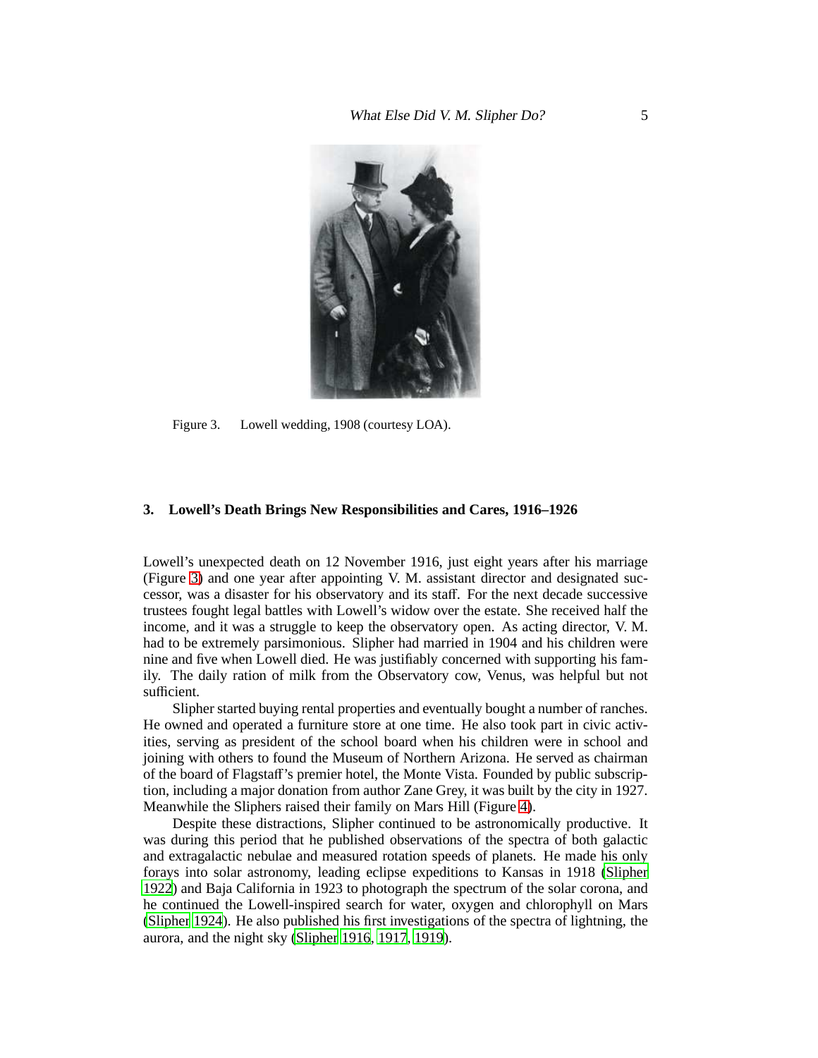Figure 3. Lowell wedding, 1908 (courtesy LOA).

## 3. Lowell's Death Brings New Responsibilities and Cares, 1916–1926

Lowell's unexpected death on 12 November 1916, just eight years after his marriage (Figure 3) and one year after appointing V. M. assistant director and designated successor, was a disaster for his observatory and its staff. For the next decade successive trustees fought legal battles with Lowell's widow over the estate. She received half the income, and it was a struggle to keep the observatory open. As acting director, V. M. had to be extremely parsimonious. Slipher had married in 1904 and his children were nine and five when Lowell died. He was justifiably concerned with supporting his family. The daily ration of milk from the Observatory cow, Venus, was helpful but not sufficient.

Slipher started buying rental properties and eventually bought a number of ranches. He owned and operated a furniture store at one time. He also took part in civic activities, serving as president of the school board when his children were in school and joining with others to found the Museum of Northern Arizona. He served as chairman of the board of Flagstaff's premier hotel, the Monte Vista. Founded by public subscription, including a major donation from author Zane Grey, it was built by the city in 1927. Meanwhile the Sliphers raised their family on Mars Hill (Figure 4).

Despite these distractions, Slipher continued to be astronomically productive. It was during this period that he published observations of the spectra of both galactic and extragalactic nebulae and measured rotation speeds of planets. He made his only forays into solar astronomy, leading eclipse expeditions to Kansas in 1918 (Slipher 1922) and Baja California in 1923 to photograph the spectrum of the solar corona, and he continued the Lowell-inspired search for water, oxygen and chlorophyll on Mars (Slipher 1924). He also published his first investigations of the spectra of lightning, the aurora, and the night sky (Slipher 1916, 1917, 1919).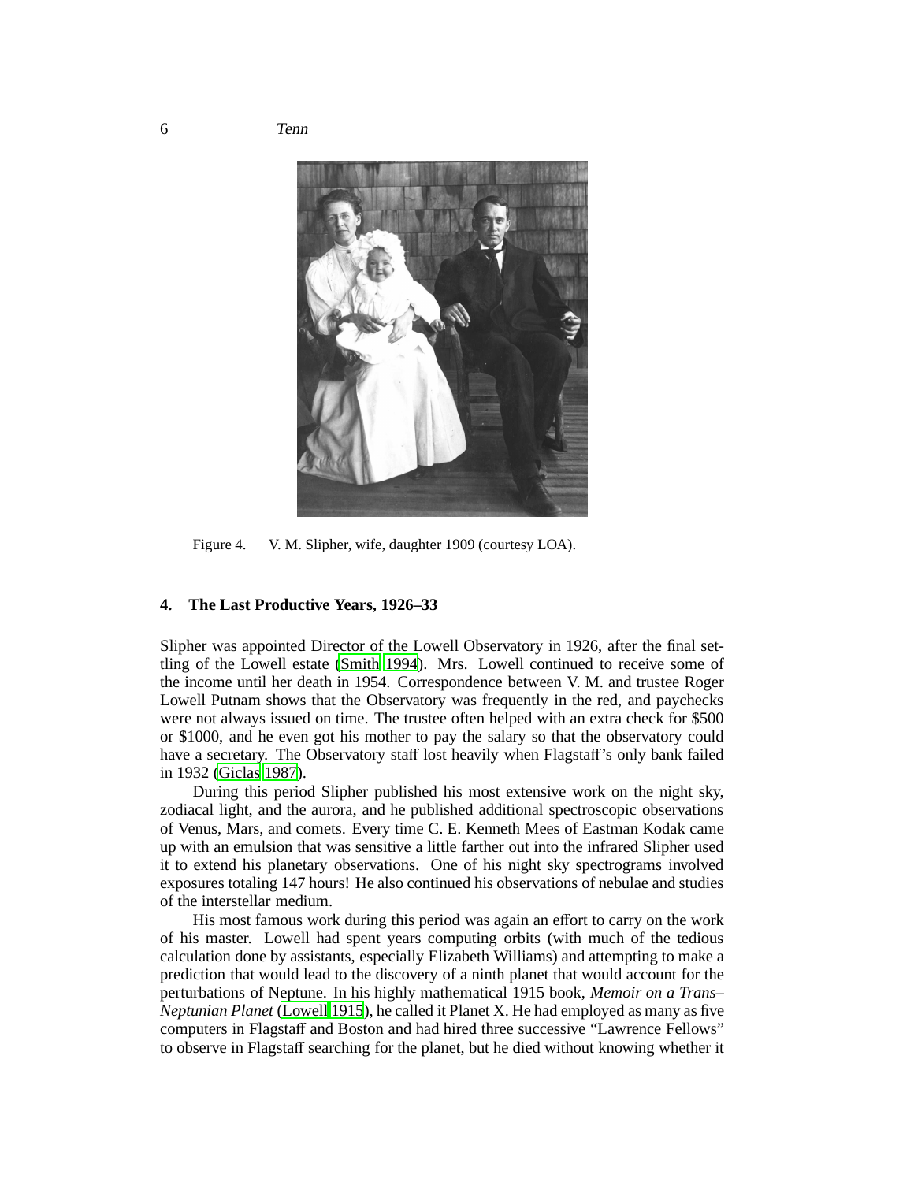Figure 4. V. M. Slipher, wife, daughter 1909 (courtesy LOA).

## 4. The Last Productive Years, 1926–33

Slipher was appointed Director of the Lowell Observatory in 1926, after the final settling of the Lowell estate (Smith 1994). Mrs. Lowell continued to receive some of the income until her death in 1954. Correspondence between V. M. and trustee Roger Lowell Putnam shows that the Observatory was frequently in the red, and paychecks were not always issued on time. The trustee often helped with an extra check for $500 or $1000, and he even got his mother to pay the salary so that the observatory could have a secretary. The Observatory staff lost heavily when Flagstaff's only bank failed in 1932 (Giclas 1987).

During this period Slipher published his most extensive work on the night sky, zodiacal light, and the aurora, and he published additional spectroscopic observations of Venus, Mars, and comets. Every time C. E. Kenneth Mees of Eastman Kodak came up with an emulsion that was sensitive a little farther out into the infrared Slipher used it to extend his planetary observations. One of his night sky spectrograms involved exposures totaling 147 hours! He also continued his observations of nebulae and studies of the interstellar medium.

His most famous work during this period was again an effort to carry on the work of his master. Lowell had spent years computing orbits (with much of the tedious calculation done by assistants, especially Elizabeth Williams) and attempting to make a prediction that would lead to the discovery of a ninth planet that would account for the perturbations of Neptune. In his highly mathematical 1915 book, *Memoir on a Trans–Neptunian Planet* (Lowell 1915), he called it Planet X. He had employed as many as five computers in Flagstaff and Boston and had hired three successive "Lawrence Fellows" to observe in Flagstaff searching for the planet, but he died without knowing whether it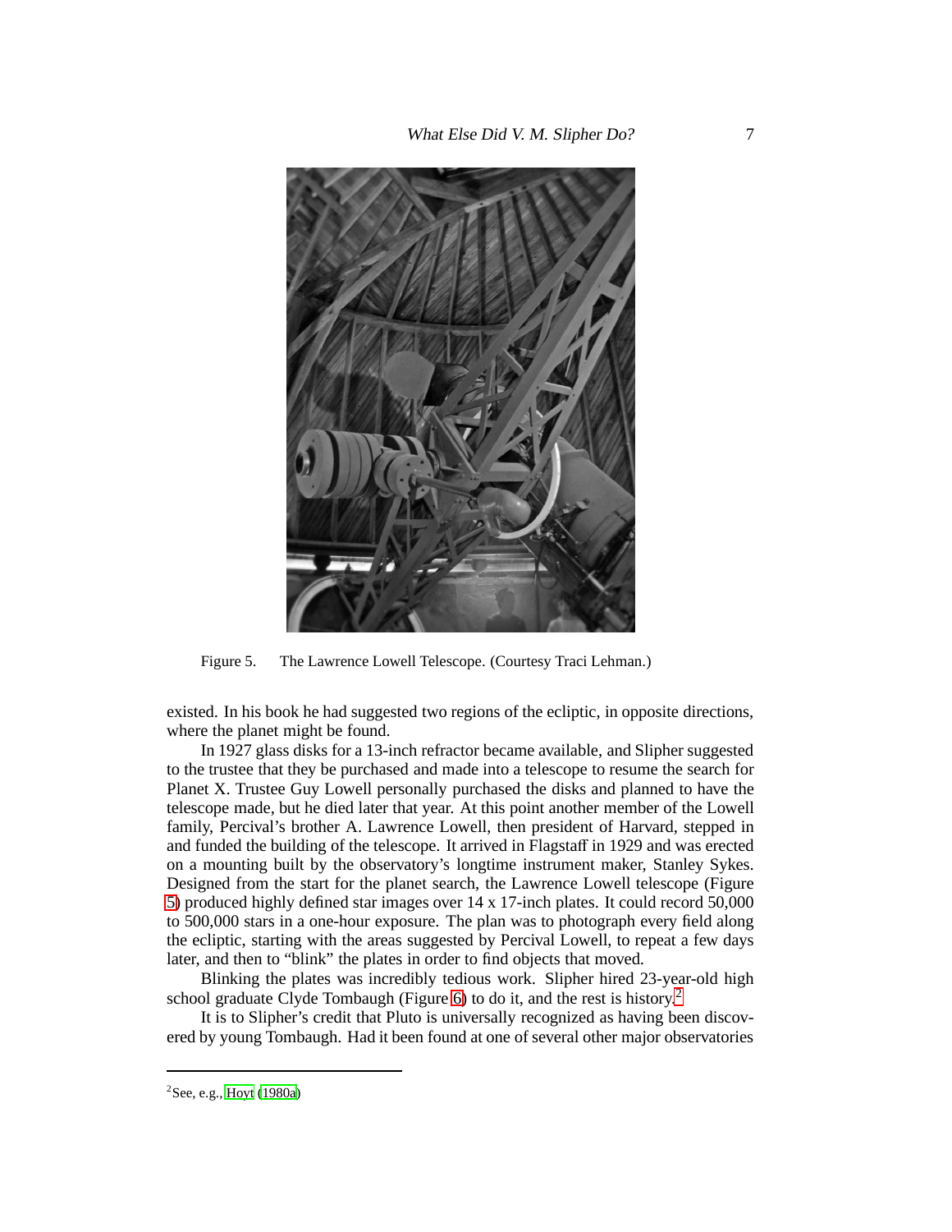Figure 5. The Lawrence Lowell Telescope. (Courtesy Traci Lehman.)

existed. In his book he had suggested two regions of the ecliptic, in opposite directions, where the planet might be found.

In 1927 glass disks for a 13-inch refractor became available, and Slipher suggested to the trustee that they be purchased and made into a telescope to resume the search for Planet X. Trustee Guy Lowell personally purchased the disks and planned to have the telescope made, but he died later that year. At this point another member of the Lowell family, Percival's brother A. Lawrence Lowell, then president of Harvard, stepped in and funded the building of the telescope. It arrived in Flagstaff in 1929 and was erected on a mounting built by the observatory's longtime instrument maker, Stanley Sykes. Designed from the start for the planet search, the Lawrence Lowell telescope (Figure 5) produced highly defined star images over 14 x 17-inch plates. It could record 50,000 to 500,000 stars in a one-hour exposure. The plan was to photograph every field along the ecliptic, starting with the areas suggested by Percival Lowell, to repeat a few days later, and then to "blink" the plates in order to find objects that moved.

Blinking the plates was incredibly tedious work. Slipher hired 23-year-old high school graduate Clyde Tombaugh (Figure 6) to do it, and the rest is history.[2]

It is to Slipher's credit that Pluto is universally recognized as having been discovered by young Tombaugh. Had it been found at one of several other major observatories

---

[2] See, e.g., Hoyt (1980a)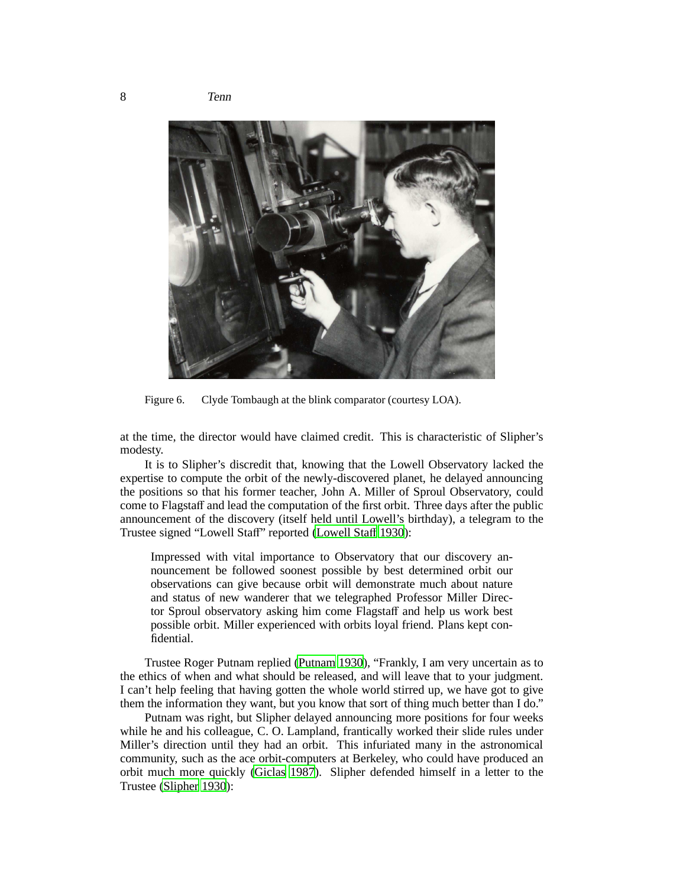Figure 6. Clyde Tombaugh at the blink comparator (courtesy LOA).

at the time, the director would have claimed credit. This is characteristic of Slipher's modesty.

It is to Slipher's discredit that, knowing that the Lowell Observatory lacked the expertise to compute the orbit of the newly-discovered planet, he delayed announcing the positions so that his former teacher, John A. Miller of Sproul Observatory, could come to Flagstaff and lead the computation of the first orbit. Three days after the public announcement of the discovery (itself held until Lowell's birthday), a telegram to the Trustee signed "Lowell Staff" reported (Lowell Staff 1930):

> Impressed with vital importance to Observatory that our discovery announcement be followed soonest possible by best determined orbit our observations can give because orbit will demonstrate much about nature and status of new wanderer that we telegraphed Professor Miller Director Sproul observatory asking him come Flagstaff and help us work best possible orbit. Miller experienced with orbits loyal friend. Plans kept confidential.

Trustee Roger Putnam replied (Putnam 1930), "Frankly, I am very uncertain as to the ethics of when and what should be released, and will leave that to your judgment. I can't help feeling that having gotten the whole world stirred up, we have got to give them the information they want, but you know that sort of thing much better than I do."

Putnam was right, but Slipher delayed announcing more positions for four weeks while he and his colleague, C. O. Lampland, frantically worked their slide rules under Miller's direction until they had an orbit. This infuriated many in the astronomical community, such as the ace orbit-computers at Berkeley, who could have produced an orbit much more quickly (Giclas 1987). Slipher defended himself in a letter to the Trustee (Slipher 1930):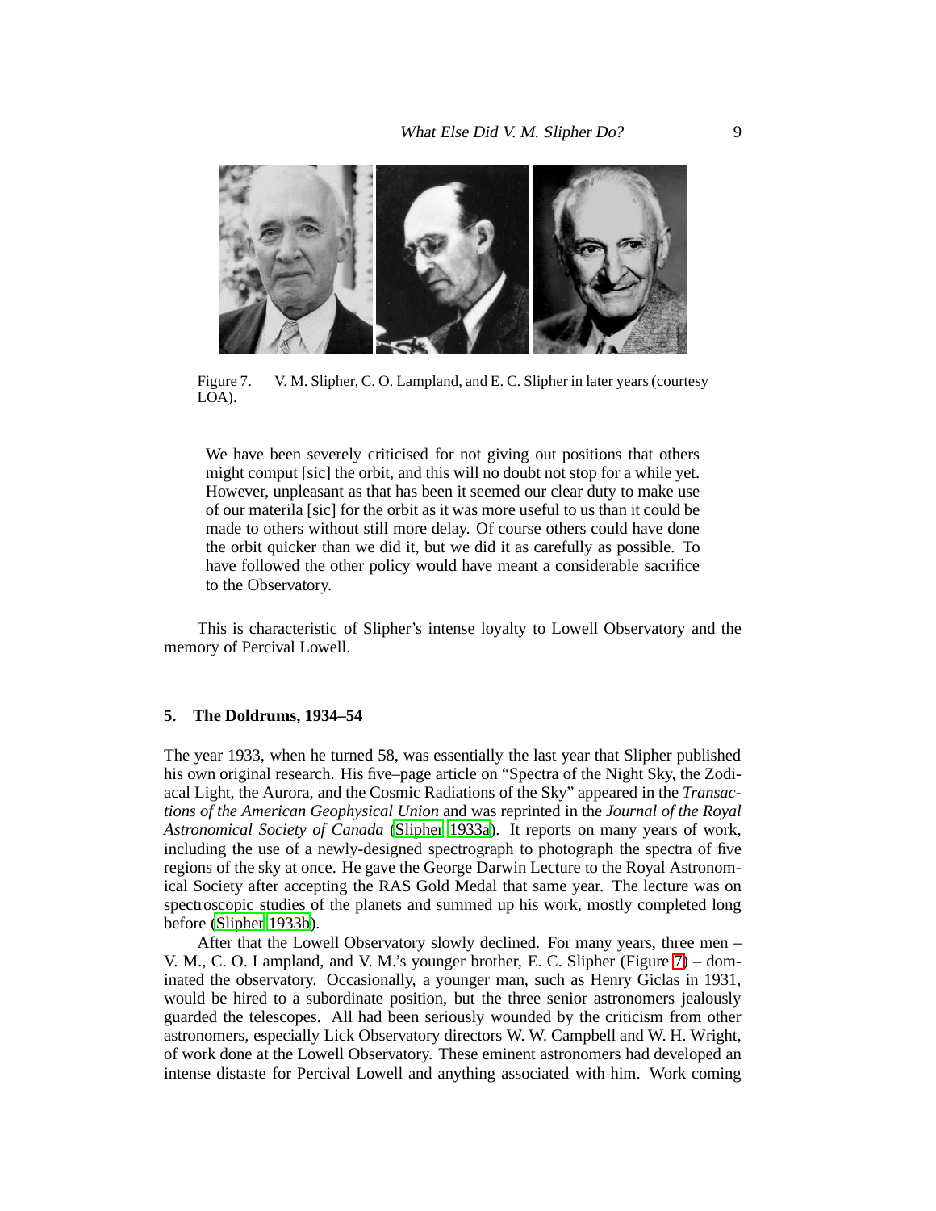Figure 7. V. M. Slipher, C. O. Lampland, and E. C. Slipher in later years (courtesy LOA).

> We have been severely criticised for not giving out positions that others might comput [sic] the orbit, and this will no doubt not stop for a while yet. However, unpleasant as that has been it seemed our clear duty to make use of our materila [sic] for the orbit as it was more useful to us than it could be made to others without still more delay. Of course others could have done the orbit quicker than we did it, but we did it as carefully as possible. To have followed the other policy would have meant a considerable sacrifice to the Observatory.

This is characteristic of Slipher's intense loyalty to Lowell Observatory and the memory of Percival Lowell.

## 5. The Doldrums, 1934–54

The year 1933, when he turned 58, was essentially the last year that Slipher published his own original research. His five–page article on "Spectra of the Night Sky, the Zodiacal Light, the Aurora, and the Cosmic Radiations of the Sky" appeared in the *Transactions of the American Geophysical Union* and was reprinted in the *Journal of the Royal Astronomical Society of Canada* (Slipher 1933a). It reports on many years of work, including the use of a newly-designed spectrograph to photograph the spectra of five regions of the sky at once. He gave the George Darwin Lecture to the Royal Astronomical Society after accepting the RAS Gold Medal that same year. The lecture was on spectroscopic studies of the planets and summed up his work, mostly completed long before (Slipher 1933b).

After that the Lowell Observatory slowly declined. For many years, three men – V. M., C. O. Lampland, and V. M.'s younger brother, E. C. Slipher (Figure 7) – dominated the observatory. Occasionally, a younger man, such as Henry Giclas in 1931, would be hired to a subordinate position, but the three senior astronomers jealously guarded the telescopes. All had been seriously wounded by the criticism from other astronomers, especially Lick Observatory directors W. W. Campbell and W. H. Wright, of work done at the Lowell Observatory. These eminent astronomers had developed an intense distaste for Percival Lowell and anything associated with him. Work coming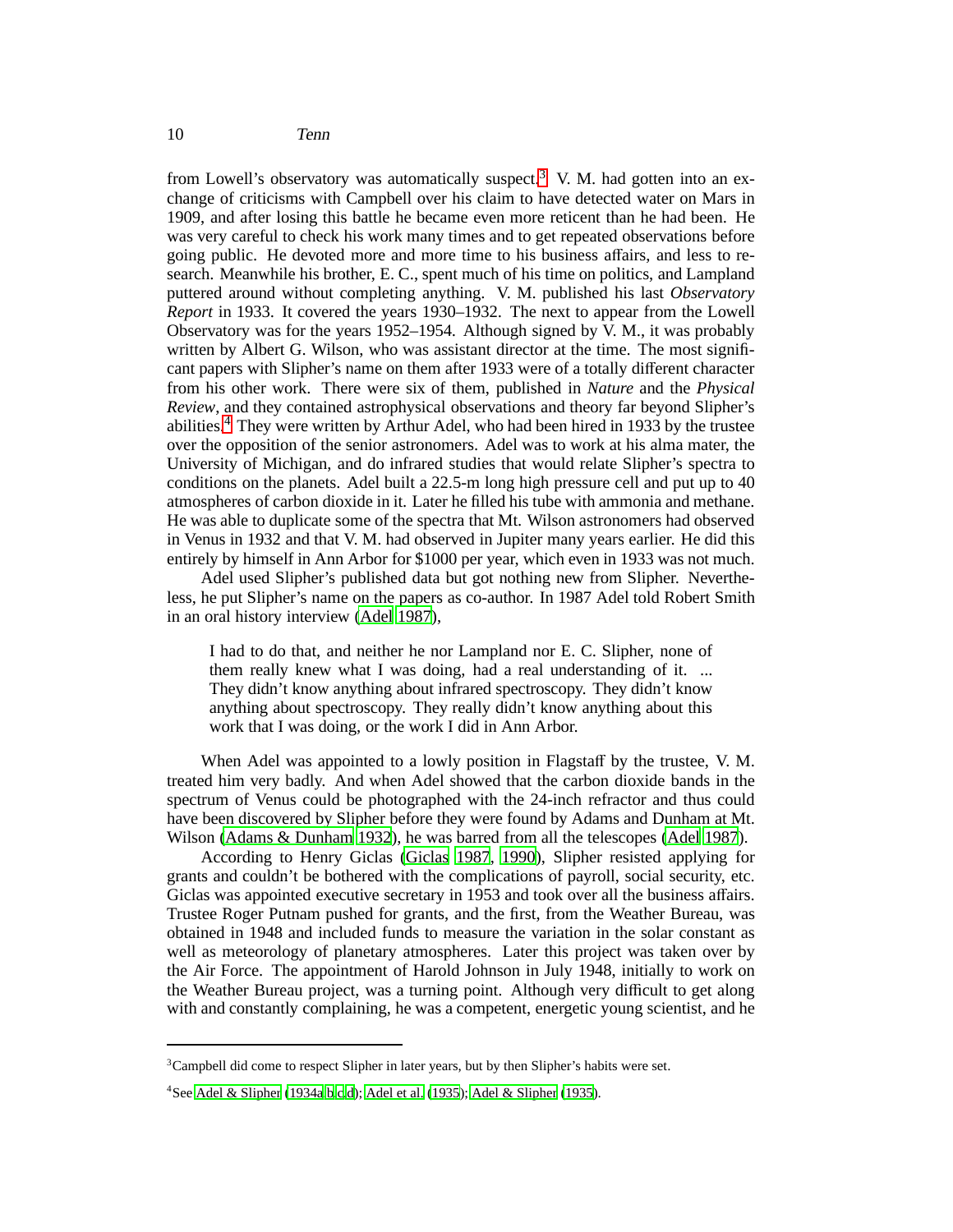from Lowell's observatory was automatically suspect.[3] V. M. had gotten into an exchange of criticisms with Campbell over his claim to have detected water on Mars in 1909, and after losing this battle he became even more reticent than he had been. He was very careful to check his work many times and to get repeated observations before going public. He devoted more and more time to his business affairs, and less to research. Meanwhile his brother, E. C., spent much of his time on politics, and Lampland puttered around without completing anything. V. M. published his last *Observatory Report* in 1933. It covered the years 1930–1932. The next to appear from the Lowell Observatory was for the years 1952–1954. Although signed by V. M., it was probably written by Albert G. Wilson, who was assistant director at the time. The most significant papers with Slipher's name on them after 1933 were of a totally different character from his other work. There were six of them, published in *Nature* and the *Physical Review*, and they contained astrophysical observations and theory far beyond Slipher's abilities.[4] They were written by Arthur Adel, who had been hired in 1933 by the trustee over the opposition of the senior astronomers. Adel was to work at his alma mater, the University of Michigan, and do infrared studies that would relate Slipher's spectra to conditions on the planets. Adel built a 22.5-m long high pressure cell and put up to 40 atmospheres of carbon dioxide in it. Later he filled his tube with ammonia and methane. He was able to duplicate some of the spectra that Mt. Wilson astronomers had observed in Venus in 1932 and that V. M. had observed in Jupiter many years earlier. He did this entirely by himself in Ann Arbor for $1000 per year, which even in 1933 was not much.

Adel used Slipher's published data but got nothing new from Slipher. Nevertheless, he put Slipher's name on the papers as co-author. In 1987 Adel told Robert Smith in an oral history interview (Adel 1987),

> I had to do that, and neither he nor Lampland nor E. C. Slipher, none of them really knew what I was doing, had a real understanding of it. ... They didn't know anything about infrared spectroscopy. They didn't know anything about spectroscopy. They really didn't know anything about this work that I was doing, or the work I did in Ann Arbor.

When Adel was appointed to a lowly position in Flagstaff by the trustee, V. M. treated him very badly. And when Adel showed that the carbon dioxide bands in the spectrum of Venus could be photographed with the 24-inch refractor and thus could have been discovered by Slipher before they were found by Adams and Dunham at Mt. Wilson (Adams & Dunham 1932), he was barred from all the telescopes (Adel 1987).

According to Henry Giclas (Giclas 1987, 1990), Slipher resisted applying for grants and couldn't be bothered with the complications of payroll, social security, etc. Giclas was appointed executive secretary in 1953 and took over all the business affairs. Trustee Roger Putnam pushed for grants, and the first, from the Weather Bureau, was obtained in 1948 and included funds to measure the variation in the solar constant as well as meteorology of planetary atmospheres. Later this project was taken over by the Air Force. The appointment of Harold Johnson in July 1948, initially to work on the Weather Bureau project, was a turning point. Although very difficult to get along with and constantly complaining, he was a competent, energetic young scientist, and he

---

[3] Campbell did come to respect Slipher in later years, but by then Slipher's habits were set.

[4] See Adel & Slipher (1934a,b,c,d); Adel et al. (1935); Adel & Slipher (1935).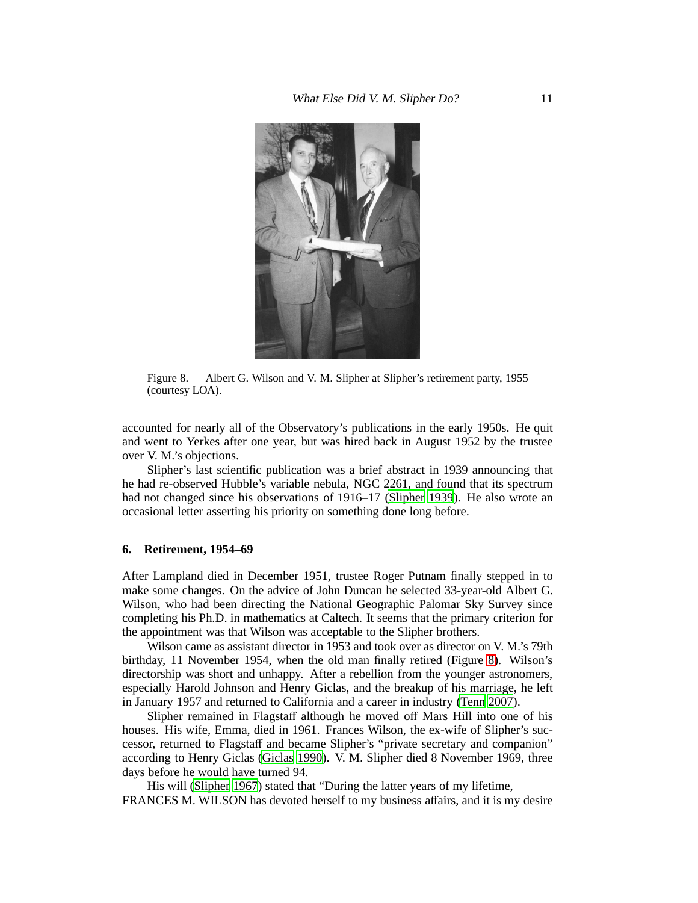Figure 8. Albert G. Wilson and V. M. Slipher at Slipher's retirement party, 1955 (courtesy LOA).

accounted for nearly all of the Observatory's publications in the early 1950s. He quit and went to Yerkes after one year, but was hired back in August 1952 by the trustee over V. M.'s objections.

Slipher's last scientific publication was a brief abstract in 1939 announcing that he had re-observed Hubble's variable nebula, NGC 2261, and found that its spectrum had not changed since his observations of 1916–17 (Slipher 1939). He also wrote an occasional letter asserting his priority on something done long before.

## 6. Retirement, 1954–69

After Lampland died in December 1951, trustee Roger Putnam finally stepped in to make some changes. On the advice of John Duncan he selected 33-year-old Albert G. Wilson, who had been directing the National Geographic Palomar Sky Survey since completing his Ph.D. in mathematics at Caltech. It seems that the primary criterion for the appointment was that Wilson was acceptable to the Slipher brothers.

Wilson came as assistant director in 1953 and took over as director on V. M.'s 79th birthday, 11 November 1954, when the old man finally retired (Figure 8). Wilson's directorship was short and unhappy. After a rebellion from the younger astronomers, especially Harold Johnson and Henry Giclas, and the breakup of his marriage, he left in January 1957 and returned to California and a career in industry (Tenn 2007).

Slipher remained in Flagstaff although he moved off Mars Hill into one of his houses. His wife, Emma, died in 1961. Frances Wilson, the ex-wife of Slipher's successor, returned to Flagstaff and became Slipher's "private secretary and companion" according to Henry Giclas (Giclas 1990). V. M. Slipher died 8 November 1969, three days before he would have turned 94.

His will (Slipher 1967) stated that "During the latter years of my lifetime, FRANCES M. WILSON has devoted herself to my business affairs, and it is my desire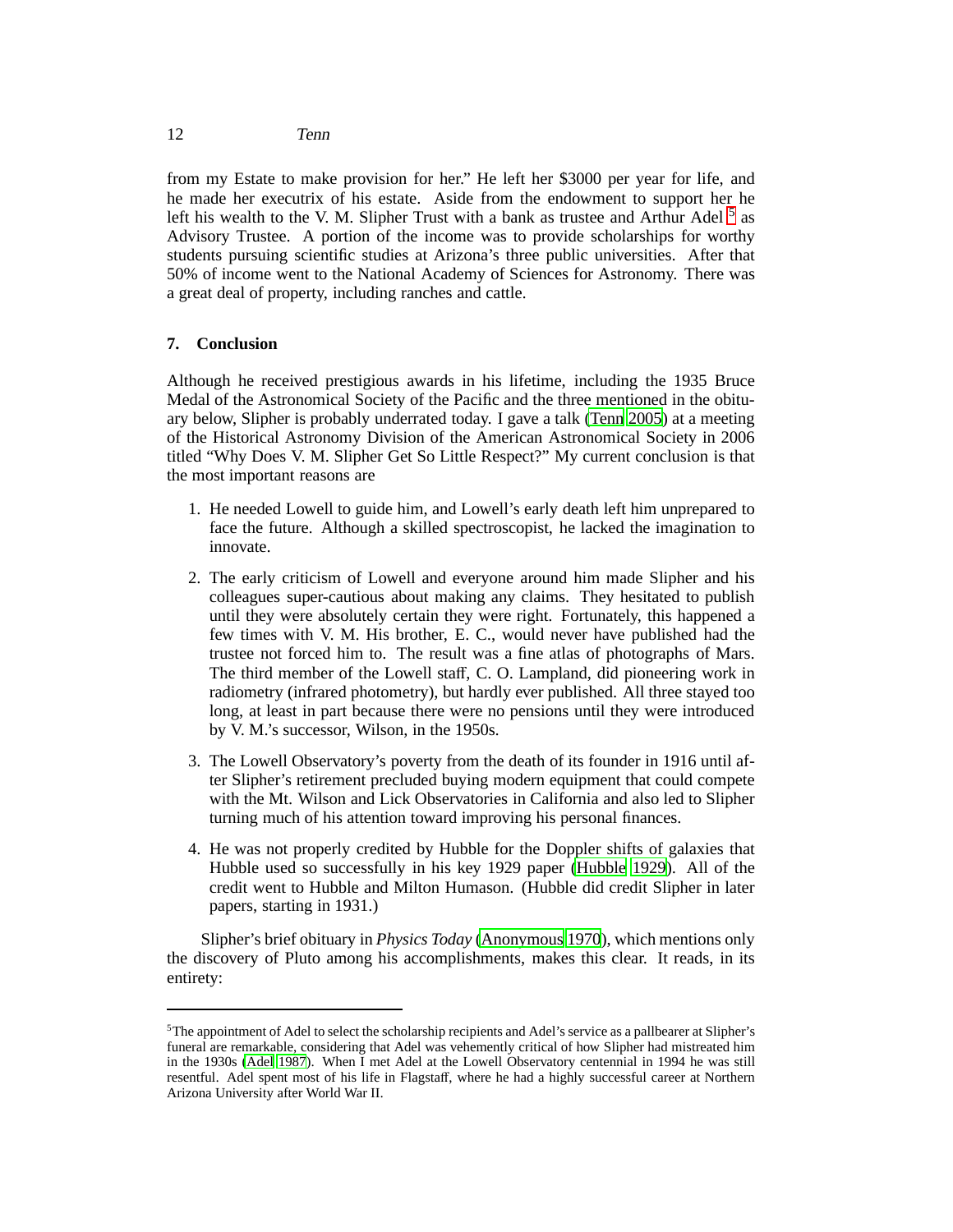from my Estate to make provision for her." He left her $3000 per year for life, and he made her executrix of his estate. Aside from the endowment to support her he left his wealth to the V. M. Slipher Trust with a bank as trustee and Arthur Adel [5] as Advisory Trustee. A portion of the income was to provide scholarships for worthy students pursuing scientific studies at Arizona's three public universities. After that 50% of income went to the National Academy of Sciences for Astronomy. There was a great deal of property, including ranches and cattle.

## 7. Conclusion

Although he received prestigious awards in his lifetime, including the 1935 Bruce Medal of the Astronomical Society of the Pacific and the three mentioned in the obituary below, Slipher is probably underrated today. I gave a talk (Tenn 2005) at a meeting of the Historical Astronomy Division of the American Astronomical Society in 2006 titled "Why Does V. M. Slipher Get So Little Respect?" My current conclusion is that the most important reasons are

1. He needed Lowell to guide him, and Lowell's early death left him unprepared to face the future. Although a skilled spectroscopist, he lacked the imagination to innovate.
2. The early criticism of Lowell and everyone around him made Slipher and his colleagues super-cautious about making any claims. They hesitated to publish until they were absolutely certain they were right. Fortunately, this happened a few times with V. M. His brother, E. C., would never have published had the trustee not forced him to. The result was a fine atlas of photographs of Mars. The third member of the Lowell staff, C. O. Lampland, did pioneering work in radiometry (infrared photometry), but hardly ever published. All three stayed too long, at least in part because there were no pensions until they were introduced by V. M.'s successor, Wilson, in the 1950s.
3. The Lowell Observatory's poverty from the death of its founder in 1916 until after Slipher's retirement precluded buying modern equipment that could compete with the Mt. Wilson and Lick Observatories in California and also led to Slipher turning much of his attention toward improving his personal finances.
4. He was not properly credited by Hubble for the Doppler shifts of galaxies that Hubble used so successfully in his key 1929 paper (Hubble 1929). All of the credit went to Hubble and Milton Humason. (Hubble did credit Slipher in later papers, starting in 1931.)

Slipher's brief obituary in *Physics Today* (Anonymous 1970), which mentions only the discovery of Pluto among his accomplishments, makes this clear. It reads, in its entirety:

[5] The appointment of Adel to select the scholarship recipients and Adel's service as a pallbearer at Slipher's funeral are remarkable, considering that Adel was vehemently critical of how Slipher had mistreated him in the 1930s (Adel 1987). When I met Adel at the Lowell Observatory centennial in 1994 he was still resentful. Adel spent most of his life in Flagstaff, where he had a highly successful career at Northern Arizona University after World War II.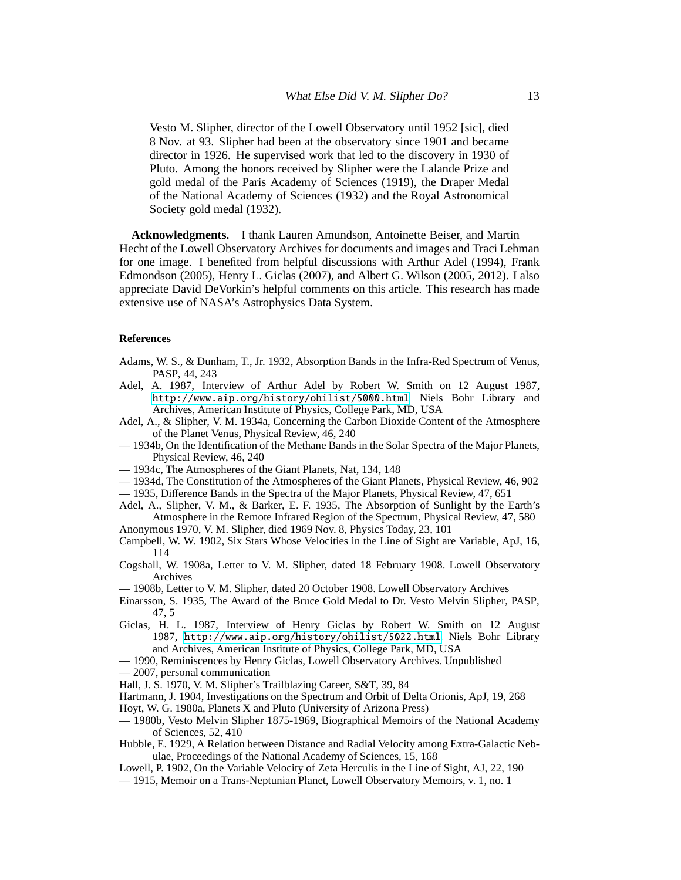> Vesto M. Slipher, director of the Lowell Observatory until 1952 [sic], died 8 Nov. at 93. Slipher had been at the observatory since 1901 and became director in 1926. He supervised work that led to the discovery in 1930 of Pluto. Among the honors received by Slipher were the Lalande Prize and gold medal of the Paris Academy of Sciences (1919), the Draper Medal of the National Academy of Sciences (1932) and the Royal Astronomical Society gold medal (1932).

**Acknowledgments.** I thank Lauren Amundson, Antoinette Beiser, and Martin Hecht of the Lowell Observatory Archives for documents and images and Traci Lehman for one image. I benefited from helpful discussions with Arthur Adel (1994), Frank Edmondson (2005), Henry L. Giclas (2007), and Albert G. Wilson (2005, 2012). I also appreciate David DeVorkin's helpful comments on this article. This research has made extensive use of NASA's Astrophysics Data System.

## References

Adams, W. S., & Dunham, T., Jr. 1932, Absorption Bands in the Infra-Red Spectrum of Venus, PASP, 44, 243

Adel, A. 1987, Interview of Arthur Adel by Robert W. Smith on 12 August 1987, http://www.aip.org/history/ohilist/5000.html Niels Bohr Library and Archives, American Institute of Physics, College Park, MD, USA

Adel, A., & Slipher, V. M. 1934a, Concerning the Carbon Dioxide Content of the Atmosphere of the Planet Venus, Physical Review, 46, 240

— 1934b, On the Identification of the Methane Bands in the Solar Spectra of the Major Planets, Physical Review, 46, 240

— 1934c, The Atmospheres of the Giant Planets, Nat, 134, 148

— 1934d, The Constitution of the Atmospheres of the Giant Planets, Physical Review, 46, 902

— 1935, Difference Bands in the Spectra of the Major Planets, Physical Review, 47, 651

Adel, A., Slipher, V. M., & Barker, E. F. 1935, The Absorption of Sunlight by the Earth's Atmosphere in the Remote Infrared Region of the Spectrum, Physical Review, 47, 580

Anonymous 1970, V. M. Slipher, died 1969 Nov. 8, Physics Today, 23, 101

Campbell, W. W. 1902, Six Stars Whose Velocities in the Line of Sight are Variable, ApJ, 16, 114

Cogshall, W. 1908a, Letter to V. M. Slipher, dated 18 February 1908. Lowell Observatory Archives

— 1908b, Letter to V. M. Slipher, dated 20 October 1908. Lowell Observatory Archives

Einarsson, S. 1935, The Award of the Bruce Gold Medal to Dr. Vesto Melvin Slipher, PASP, 47, 5

Giclas, H. L. 1987, Interview of Henry Giclas by Robert W. Smith on 12 August 1987, http://www.aip.org/history/ohilist/5022.html Niels Bohr Library and Archives, American Institute of Physics, College Park, MD, USA

— 1990, Reminiscences by Henry Giclas, Lowell Observatory Archives. Unpublished

— 2007, personal communication

Hall, J. S. 1970, V. M. Slipher's Trailblazing Career, S&T, 39, 84

Hartmann, J. 1904, Investigations on the Spectrum and Orbit of Delta Orionis, ApJ, 19, 268

Hoyt, W. G. 1980a, Planets X and Pluto (University of Arizona Press)

— 1980b, Vesto Melvin Slipher 1875-1969, Biographical Memoirs of the National Academy of Sciences, 52, 410

Hubble, E. 1929, A Relation between Distance and Radial Velocity among Extra-Galactic Nebulae, Proceedings of the National Academy of Sciences, 15, 168

Lowell, P. 1902, On the Variable Velocity of Zeta Herculis in the Line of Sight, AJ, 22, 190

— 1915, Memoir on a Trans-Neptunian Planet, Lowell Observatory Memoirs, v. 1, no. 1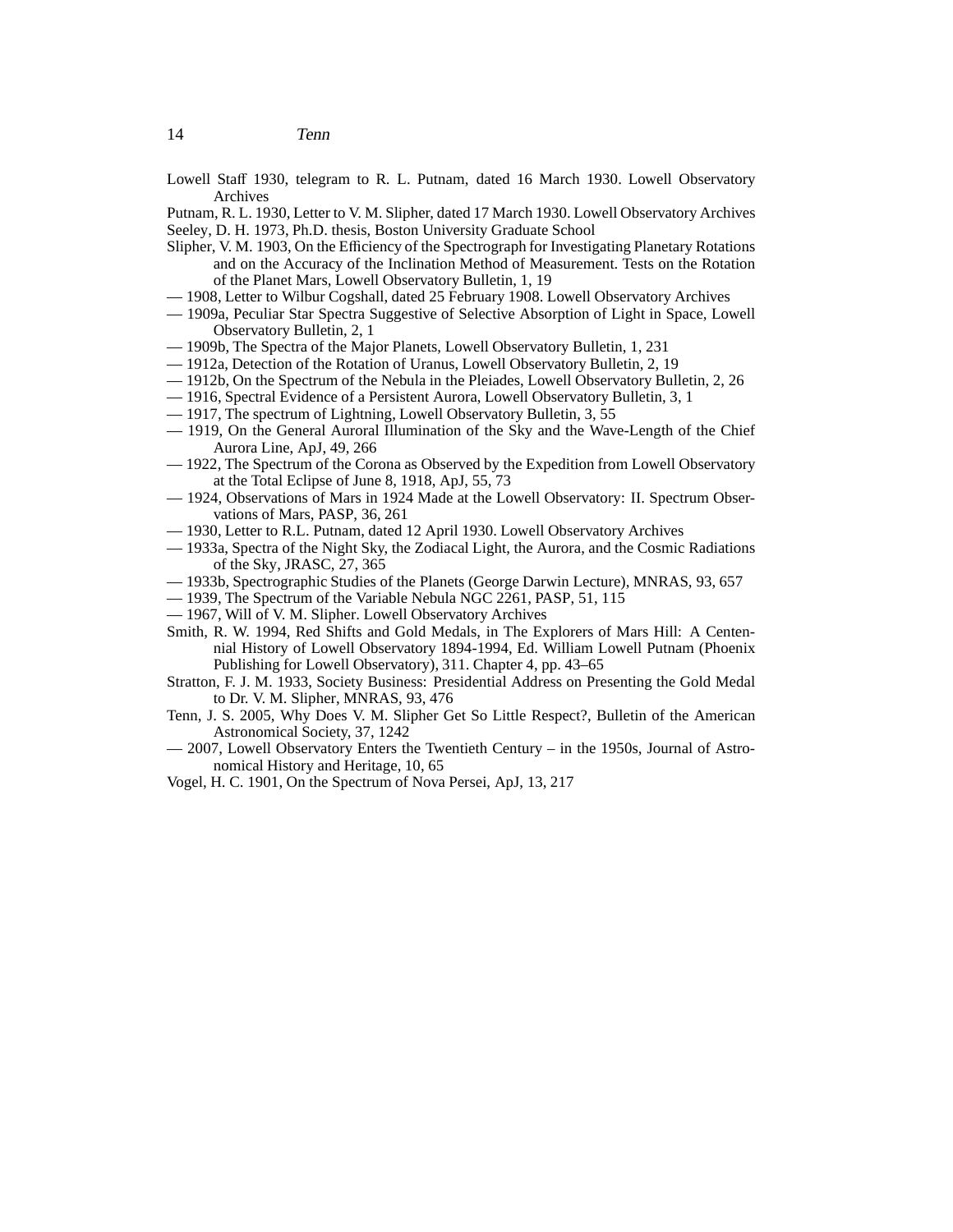Lowell Staff 1930, telegram to R. L. Putnam, dated 16 March 1930. Lowell Observatory Archives

Putnam, R. L. 1930, Letter to V. M. Slipher, dated 17 March 1930. Lowell Observatory Archives

Seeley, D. H. 1973, Ph.D. thesis, Boston University Graduate School

Slipher, V. M. 1903, On the Efficiency of the Spectrograph for Investigating Planetary Rotations and on the Accuracy of the Inclination Method of Measurement. Tests on the Rotation of the Planet Mars, Lowell Observatory Bulletin, 1, 19

— 1908, Letter to Wilbur Cogshall, dated 25 February 1908. Lowell Observatory Archives

— 1909a, Peculiar Star Spectra Suggestive of Selective Absorption of Light in Space, Lowell Observatory Bulletin, 2, 1

— 1909b, The Spectra of the Major Planets, Lowell Observatory Bulletin, 1, 231

— 1912a, Detection of the Rotation of Uranus, Lowell Observatory Bulletin, 2, 19

— 1912b, On the Spectrum of the Nebula in the Pleiades, Lowell Observatory Bulletin, 2, 26

— 1916, Spectral Evidence of a Persistent Aurora, Lowell Observatory Bulletin, 3, 1

— 1917, The spectrum of Lightning, Lowell Observatory Bulletin, 3, 55

— 1919, On the General Auroral Illumination of the Sky and the Wave-Length of the Chief Aurora Line, ApJ, 49, 266

— 1922, The Spectrum of the Corona as Observed by the Expedition from Lowell Observatory at the Total Eclipse of June 8, 1918, ApJ, 55, 73

— 1924, Observations of Mars in 1924 Made at the Lowell Observatory: II. Spectrum Observations of Mars, PASP, 36, 261

— 1930, Letter to R.L. Putnam, dated 12 April 1930. Lowell Observatory Archives

— 1933a, Spectra of the Night Sky, the Zodiacal Light, the Aurora, and the Cosmic Radiations of the Sky, JRASC, 27, 365

— 1933b, Spectrographic Studies of the Planets (George Darwin Lecture), MNRAS, 93, 657

— 1939, The Spectrum of the Variable Nebula NGC 2261, PASP, 51, 115

— 1967, Will of V. M. Slipher. Lowell Observatory Archives

Smith, R. W. 1994, Red Shifts and Gold Medals, in The Explorers of Mars Hill: A Centennial History of Lowell Observatory 1894-1994, Ed. William Lowell Putnam (Phoenix Publishing for Lowell Observatory), 311. Chapter 4, pp. 43–65

Stratton, F. J. M. 1933, Society Business: Presidential Address on Presenting the Gold Medal to Dr. V. M. Slipher, MNRAS, 93, 476

Tenn, J. S. 2005, Why Does V. M. Slipher Get So Little Respect?, Bulletin of the American Astronomical Society, 37, 1242

— 2007, Lowell Observatory Enters the Twentieth Century – in the 1950s, Journal of Astronomical History and Heritage, 10, 65

Vogel, H. C. 1901, On the Spectrum of Nova Persei, ApJ, 13, 217